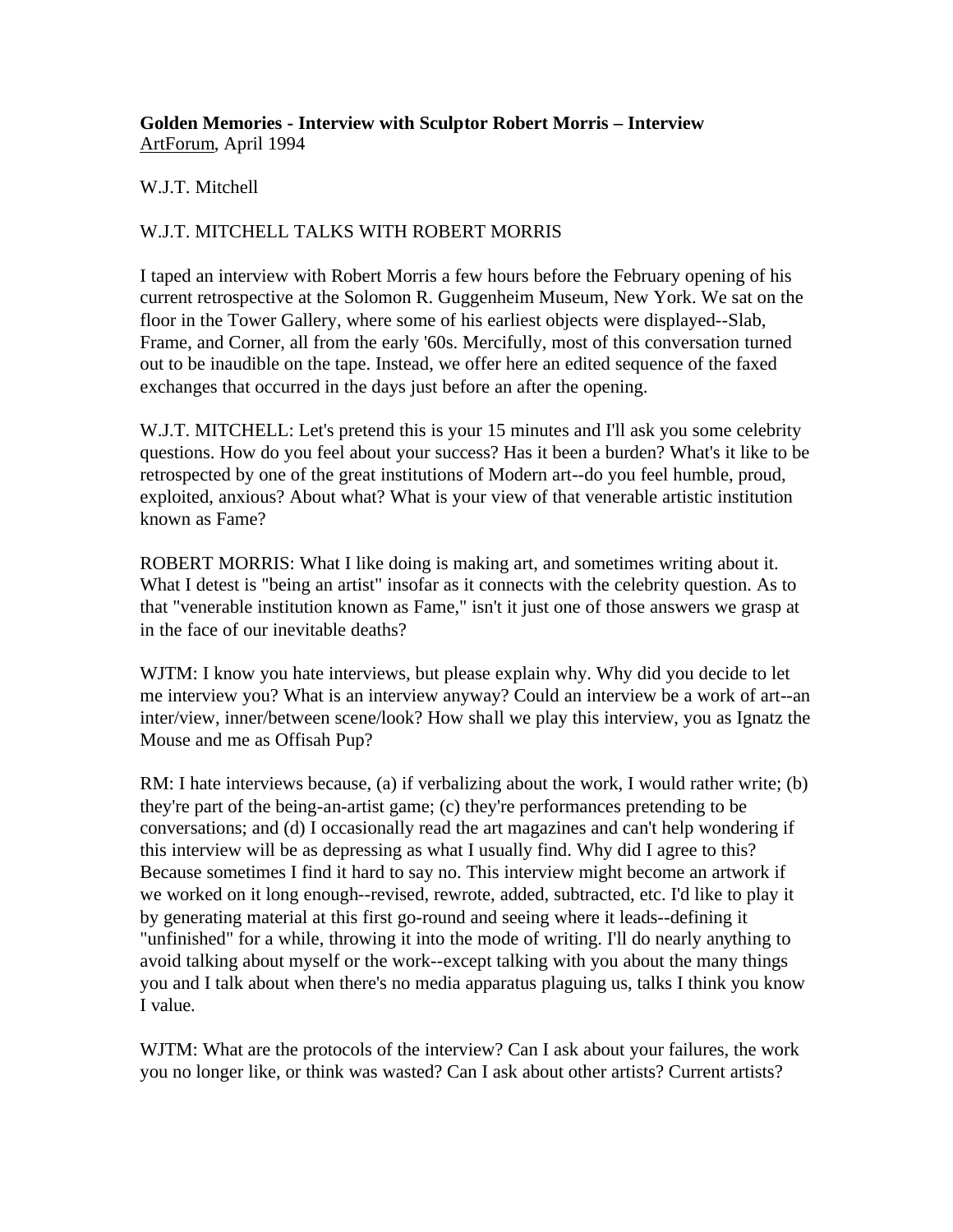**Golden Memories - Interview with Sculptor Robert Morris – Interview**
ArtForum, April 1994

W.J.T. Mitchell

W.J.T. MITCHELL TALKS WITH ROBERT MORRIS

I taped an interview with Robert Morris a few hours before the February opening of his current retrospective at the Solomon R. Guggenheim Museum, New York. We sat on the floor in the Tower Gallery, where some of his earliest objects were displayed--Slab, Frame, and Corner, all from the early '60s. Mercifully, most of this conversation turned out to be inaudible on the tape. Instead, we offer here an edited sequence of the faxed exchanges that occurred in the days just before an after the opening.

W.J.T. MITCHELL: Let's pretend this is your 15 minutes and I'll ask you some celebrity questions. How do you feel about your success? Has it been a burden? What's it like to be retrospected by one of the great institutions of Modern art--do you feel humble, proud, exploited, anxious? About what? What is your view of that venerable artistic institution known as Fame?

ROBERT MORRIS: What I like doing is making art, and sometimes writing about it. What I detest is "being an artist" insofar as it connects with the celebrity question. As to that "venerable institution known as Fame," isn't it just one of those answers we grasp at in the face of our inevitable deaths?

WJTM: I know you hate interviews, but please explain why. Why did you decide to let me interview you? What is an interview anyway? Could an interview be a work of art--an inter/view, inner/between scene/look? How shall we play this interview, you as Ignatz the Mouse and me as Offisah Pup?

RM: I hate interviews because, (a) if verbalizing about the work, I would rather write; (b) they're part of the being-an-artist game; (c) they're performances pretending to be conversations; and (d) I occasionally read the art magazines and can't help wondering if this interview will be as depressing as what I usually find. Why did I agree to this? Because sometimes I find it hard to say no. This interview might become an artwork if we worked on it long enough--revised, rewrote, added, subtracted, etc. I'd like to play it by generating material at this first go-round and seeing where it leads--defining it "unfinished" for a while, throwing it into the mode of writing. I'll do nearly anything to avoid talking about myself or the work--except talking with you about the many things you and I talk about when there's no media apparatus plaguing us, talks I think you know I value.

WJTM: What are the protocols of the interview? Can I ask about your failures, the work you no longer like, or think was wasted? Can I ask about other artists? Current artists?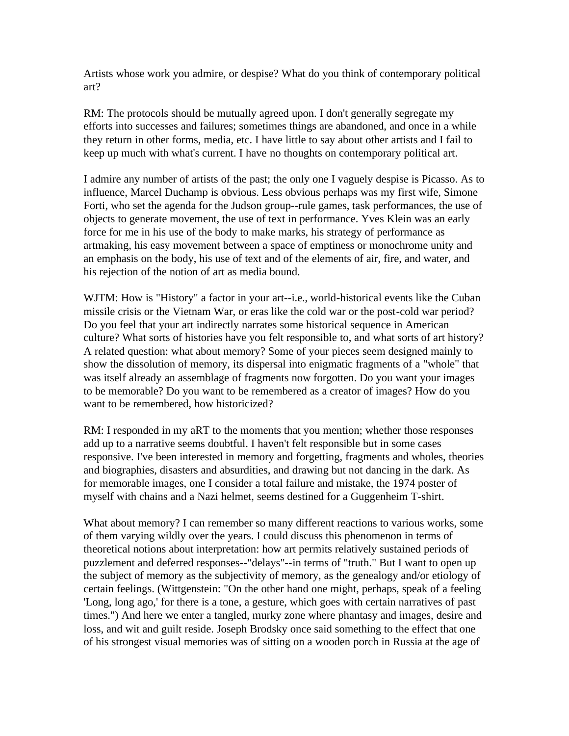Artists whose work you admire, or despise? What do you think of contemporary political art?

RM: The protocols should be mutually agreed upon. I don't generally segregate my efforts into successes and failures; sometimes things are abandoned, and once in a while they return in other forms, media, etc. I have little to say about other artists and I fail to keep up much with what's current. I have no thoughts on contemporary political art.

I admire any number of artists of the past; the only one I vaguely despise is Picasso. As to influence, Marcel Duchamp is obvious. Less obvious perhaps was my first wife, Simone Forti, who set the agenda for the Judson group--rule games, task performances, the use of objects to generate movement, the use of text in performance. Yves Klein was an early force for me in his use of the body to make marks, his strategy of performance as artmaking, his easy movement between a space of emptiness or monochrome unity and an emphasis on the body, his use of text and of the elements of air, fire, and water, and his rejection of the notion of art as media bound.

WJTM: How is "History" a factor in your art--i.e., world-historical events like the Cuban missile crisis or the Vietnam War, or eras like the cold war or the post-cold war period? Do you feel that your art indirectly narrates some historical sequence in American culture? What sorts of histories have you felt responsible to, and what sorts of art history? A related question: what about memory? Some of your pieces seem designed mainly to show the dissolution of memory, its dispersal into enigmatic fragments of a "whole" that was itself already an assemblage of fragments now forgotten. Do you want your images to be memorable? Do you want to be remembered as a creator of images? How do you want to be remembered, how historicized?

RM: I responded in my aRT to the moments that you mention; whether those responses add up to a narrative seems doubtful. I haven't felt responsible but in some cases responsive. I've been interested in memory and forgetting, fragments and wholes, theories and biographies, disasters and absurdities, and drawing but not dancing in the dark. As for memorable images, one I consider a total failure and mistake, the 1974 poster of myself with chains and a Nazi helmet, seems destined for a Guggenheim T-shirt.

What about memory? I can remember so many different reactions to various works, some of them varying wildly over the years. I could discuss this phenomenon in terms of theoretical notions about interpretation: how art permits relatively sustained periods of puzzlement and deferred responses--"delays"--in terms of "truth." But I want to open up the subject of memory as the subjectivity of memory, as the genealogy and/or etiology of certain feelings. (Wittgenstein: "On the other hand one might, perhaps, speak of a feeling 'Long, long ago,' for there is a tone, a gesture, which goes with certain narratives of past times.") And here we enter a tangled, murky zone where phantasy and images, desire and loss, and wit and guilt reside. Joseph Brodsky once said something to the effect that one of his strongest visual memories was of sitting on a wooden porch in Russia at the age of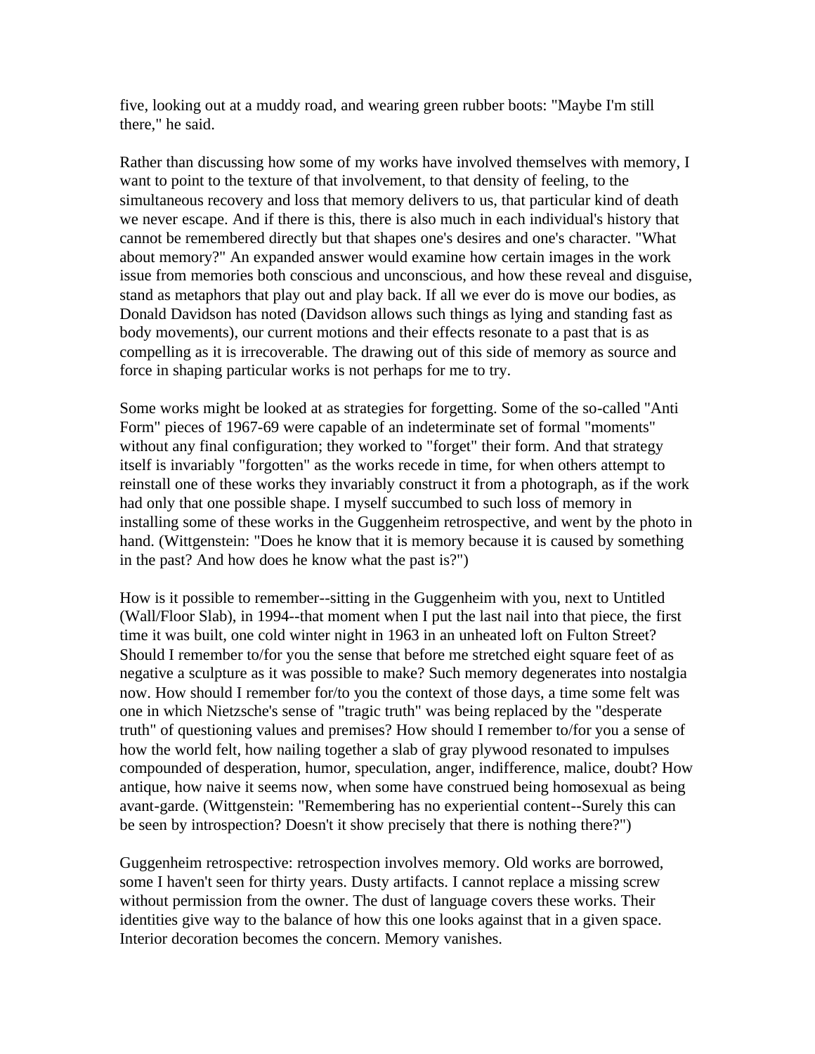five, looking out at a muddy road, and wearing green rubber boots: "Maybe I'm still there," he said.

Rather than discussing how some of my works have involved themselves with memory, I want to point to the texture of that involvement, to that density of feeling, to the simultaneous recovery and loss that memory delivers to us, that particular kind of death we never escape. And if there is this, there is also much in each individual's history that cannot be remembered directly but that shapes one's desires and one's character. "What about memory?" An expanded answer would examine how certain images in the work issue from memories both conscious and unconscious, and how these reveal and disguise, stand as metaphors that play out and play back. If all we ever do is move our bodies, as Donald Davidson has noted (Davidson allows such things as lying and standing fast as body movements), our current motions and their effects resonate to a past that is as compelling as it is irrecoverable. The drawing out of this side of memory as source and force in shaping particular works is not perhaps for me to try.

Some works might be looked at as strategies for forgetting. Some of the so-called "Anti Form" pieces of 1967-69 were capable of an indeterminate set of formal "moments" without any final configuration; they worked to "forget" their form. And that strategy itself is invariably "forgotten" as the works recede in time, for when others attempt to reinstall one of these works they invariably construct it from a photograph, as if the work had only that one possible shape. I myself succumbed to such loss of memory in installing some of these works in the Guggenheim retrospective, and went by the photo in hand. (Wittgenstein: "Does he know that it is memory because it is caused by something in the past? And how does he know what the past is?")

How is it possible to remember--sitting in the Guggenheim with you, next to Untitled (Wall/Floor Slab), in 1994--that moment when I put the last nail into that piece, the first time it was built, one cold winter night in 1963 in an unheated loft on Fulton Street? Should I remember to/for you the sense that before me stretched eight square feet of as negative a sculpture as it was possible to make? Such memory degenerates into nostalgia now. How should I remember for/to you the context of those days, a time some felt was one in which Nietzsche's sense of "tragic truth" was being replaced by the "desperate truth" of questioning values and premises? How should I remember to/for you a sense of how the world felt, how nailing together a slab of gray plywood resonated to impulses compounded of desperation, humor, speculation, anger, indifference, malice, doubt? How antique, how naive it seems now, when some have construed being homosexual as being avant-garde. (Wittgenstein: "Remembering has no experiential content--Surely this can be seen by introspection? Doesn't it show precisely that there is nothing there?")

Guggenheim retrospective: retrospection involves memory. Old works are borrowed, some I haven't seen for thirty years. Dusty artifacts. I cannot replace a missing screw without permission from the owner. The dust of language covers these works. Their identities give way to the balance of how this one looks against that in a given space. Interior decoration becomes the concern. Memory vanishes.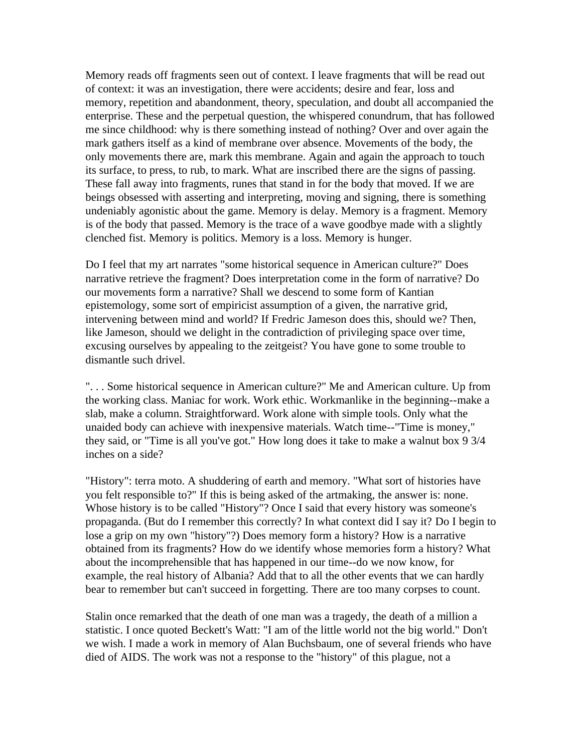Memory reads off fragments seen out of context. I leave fragments that will be read out of context: it was an investigation, there were accidents; desire and fear, loss and memory, repetition and abandonment, theory, speculation, and doubt all accompanied the enterprise. These and the perpetual question, the whispered conundrum, that has followed me since childhood: why is there something instead of nothing? Over and over again the mark gathers itself as a kind of membrane over absence. Movements of the body, the only movements there are, mark this membrane. Again and again the approach to touch its surface, to press, to rub, to mark. What are inscribed there are the signs of passing. These fall away into fragments, runes that stand in for the body that moved. If we are beings obsessed with asserting and interpreting, moving and signing, there is something undeniably agonistic about the game. Memory is delay. Memory is a fragment. Memory is of the body that passed. Memory is the trace of a wave goodbye made with a slightly clenched fist. Memory is politics. Memory is a loss. Memory is hunger.

Do I feel that my art narrates "some historical sequence in American culture?" Does narrative retrieve the fragment? Does interpretation come in the form of narrative? Do our movements form a narrative? Shall we descend to some form of Kantian epistemology, some sort of empiricist assumption of a given, the narrative grid, intervening between mind and world? If Fredric Jameson does this, should we? Then, like Jameson, should we delight in the contradiction of privileging space over time, excusing ourselves by appealing to the zeitgeist? You have gone to some trouble to dismantle such drivel.

". . . Some historical sequence in American culture?" Me and American culture. Up from the working class. Maniac for work. Work ethic. Workmanlike in the beginning--make a slab, make a column. Straightforward. Work alone with simple tools. Only what the unaided body can achieve with inexpensive materials. Watch time--"Time is money," they said, or "Time is all you've got." How long does it take to make a walnut box 9 3/4 inches on a side?

"History": terra moto. A shuddering of earth and memory. "What sort of histories have you felt responsible to?" If this is being asked of the artmaking, the answer is: none. Whose history is to be called "History"? Once I said that every history was someone's propaganda. (But do I remember this correctly? In what context did I say it? Do I begin to lose a grip on my own "history"?) Does memory form a history? How is a narrative obtained from its fragments? How do we identify whose memories form a history? What about the incomprehensible that has happened in our time--do we now know, for example, the real history of Albania? Add that to all the other events that we can hardly bear to remember but can't succeed in forgetting. There are too many corpses to count.

Stalin once remarked that the death of one man was a tragedy, the death of a million a statistic. I once quoted Beckett's Watt: "I am of the little world not the big world." Don't we wish. I made a work in memory of Alan Buchsbaum, one of several friends who have died of AIDS. The work was not a response to the "history" of this plague, not a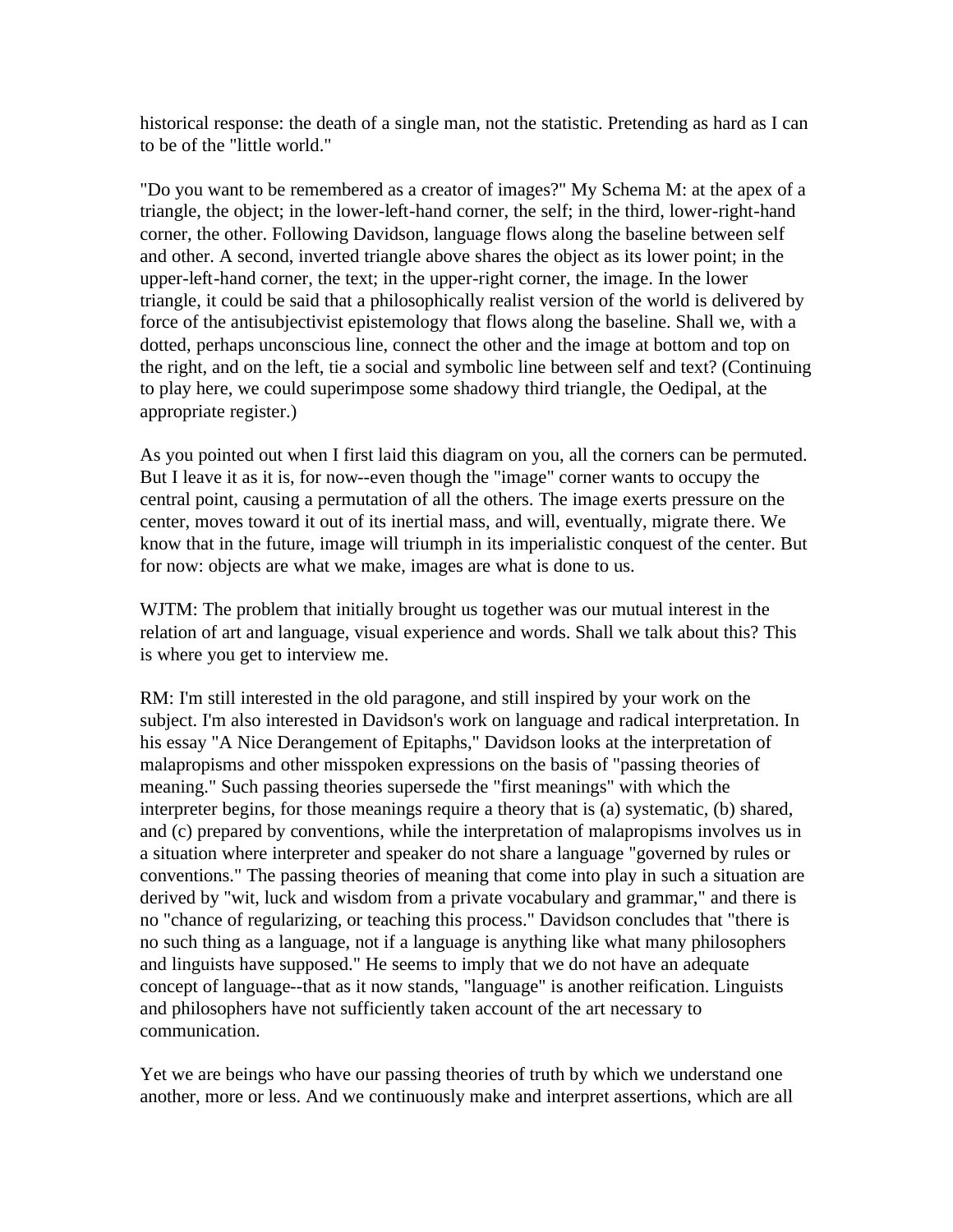historical response: the death of a single man, not the statistic. Pretending as hard as I can to be of the "little world."

"Do you want to be remembered as a creator of images?" My Schema M: at the apex of a triangle, the object; in the lower-left-hand corner, the self; in the third, lower-right-hand corner, the other. Following Davidson, language flows along the baseline between self and other. A second, inverted triangle above shares the object as its lower point; in the upper-left-hand corner, the text; in the upper-right corner, the image. In the lower triangle, it could be said that a philosophically realist version of the world is delivered by force of the antisubjectivist epistemology that flows along the baseline. Shall we, with a dotted, perhaps unconscious line, connect the other and the image at bottom and top on the right, and on the left, tie a social and symbolic line between self and text? (Continuing to play here, we could superimpose some shadowy third triangle, the Oedipal, at the appropriate register.)

As you pointed out when I first laid this diagram on you, all the corners can be permuted. But I leave it as it is, for now--even though the "image" corner wants to occupy the central point, causing a permutation of all the others. The image exerts pressure on the center, moves toward it out of its inertial mass, and will, eventually, migrate there. We know that in the future, image will triumph in its imperialistic conquest of the center. But for now: objects are what we make, images are what is done to us.

WJTM: The problem that initially brought us together was our mutual interest in the relation of art and language, visual experience and words. Shall we talk about this? This is where you get to interview me.

RM: I'm still interested in the old paragone, and still inspired by your work on the subject. I'm also interested in Davidson's work on language and radical interpretation. In his essay "A Nice Derangement of Epitaphs," Davidson looks at the interpretation of malapropisms and other misspoken expressions on the basis of "passing theories of meaning." Such passing theories supersede the "first meanings" with which the interpreter begins, for those meanings require a theory that is (a) systematic, (b) shared, and (c) prepared by conventions, while the interpretation of malapropisms involves us in a situation where interpreter and speaker do not share a language "governed by rules or conventions." The passing theories of meaning that come into play in such a situation are derived by "wit, luck and wisdom from a private vocabulary and grammar," and there is no "chance of regularizing, or teaching this process." Davidson concludes that "there is no such thing as a language, not if a language is anything like what many philosophers and linguists have supposed." He seems to imply that we do not have an adequate concept of language--that as it now stands, "language" is another reification. Linguists and philosophers have not sufficiently taken account of the art necessary to communication.

Yet we are beings who have our passing theories of truth by which we understand one another, more or less. And we continuously make and interpret assertions, which are all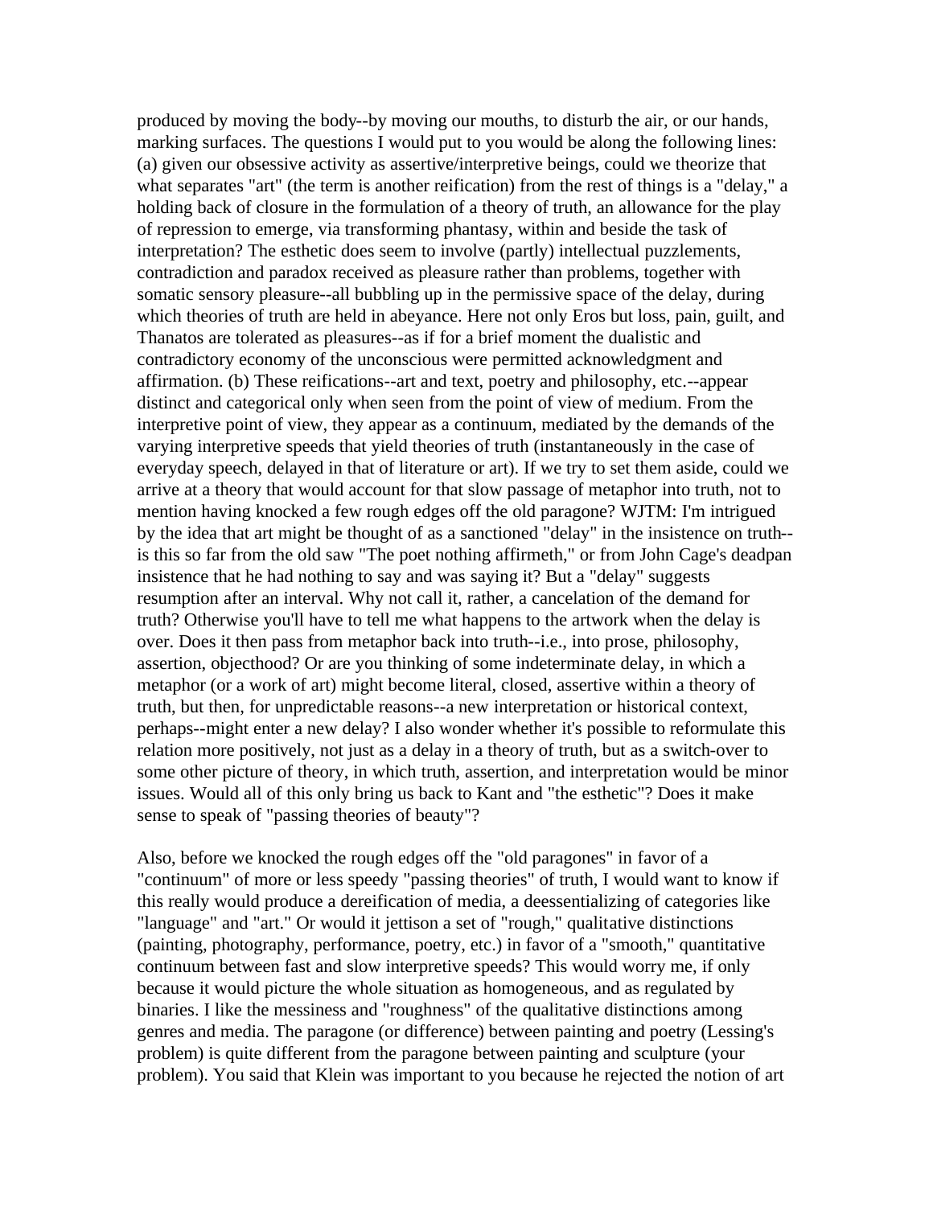produced by moving the body--by moving our mouths, to disturb the air, or our hands, marking surfaces. The questions I would put to you would be along the following lines: (a) given our obsessive activity as assertive/interpretive beings, could we theorize that what separates "art" (the term is another reification) from the rest of things is a "delay," a holding back of closure in the formulation of a theory of truth, an allowance for the play of repression to emerge, via transforming phantasy, within and beside the task of interpretation? The esthetic does seem to involve (partly) intellectual puzzlements, contradiction and paradox received as pleasure rather than problems, together with somatic sensory pleasure--all bubbling up in the permissive space of the delay, during which theories of truth are held in abeyance. Here not only Eros but loss, pain, guilt, and Thanatos are tolerated as pleasures--as if for a brief moment the dualistic and contradictory economy of the unconscious were permitted acknowledgment and affirmation. (b) These reifications--art and text, poetry and philosophy, etc.--appear distinct and categorical only when seen from the point of view of medium. From the interpretive point of view, they appear as a continuum, mediated by the demands of the varying interpretive speeds that yield theories of truth (instantaneously in the case of everyday speech, delayed in that of literature or art). If we try to set them aside, could we arrive at a theory that would account for that slow passage of metaphor into truth, not to mention having knocked a few rough edges off the old paragone? WJTM: I'm intrigued by the idea that art might be thought of as a sanctioned "delay" in the insistence on truth--is this so far from the old saw "The poet nothing affirmeth," or from John Cage's deadpan insistence that he had nothing to say and was saying it? But a "delay" suggests resumption after an interval. Why not call it, rather, a cancelation of the demand for truth? Otherwise you'll have to tell me what happens to the artwork when the delay is over. Does it then pass from metaphor back into truth--i.e., into prose, philosophy, assertion, objecthood? Or are you thinking of some indeterminate delay, in which a metaphor (or a work of art) might become literal, closed, assertive within a theory of truth, but then, for unpredictable reasons--a new interpretation or historical context, perhaps--might enter a new delay? I also wonder whether it's possible to reformulate this relation more positively, not just as a delay in a theory of truth, but as a switch-over to some other picture of theory, in which truth, assertion, and interpretation would be minor issues. Would all of this only bring us back to Kant and "the esthetic"? Does it make sense to speak of "passing theories of beauty"?

Also, before we knocked the rough edges off the "old paragones" in favor of a "continuum" of more or less speedy "passing theories" of truth, I would want to know if this really would produce a dereification of media, a deessentializing of categories like "language" and "art." Or would it jettison a set of "rough," qualitative distinctions (painting, photography, performance, poetry, etc.) in favor of a "smooth," quantitative continuum between fast and slow interpretive speeds? This would worry me, if only because it would picture the whole situation as homogeneous, and as regulated by binaries. I like the messiness and "roughness" of the qualitative distinctions among genres and media. The paragone (or difference) between painting and poetry (Lessing's problem) is quite different from the paragone between painting and sculpture (your problem). You said that Klein was important to you because he rejected the notion of art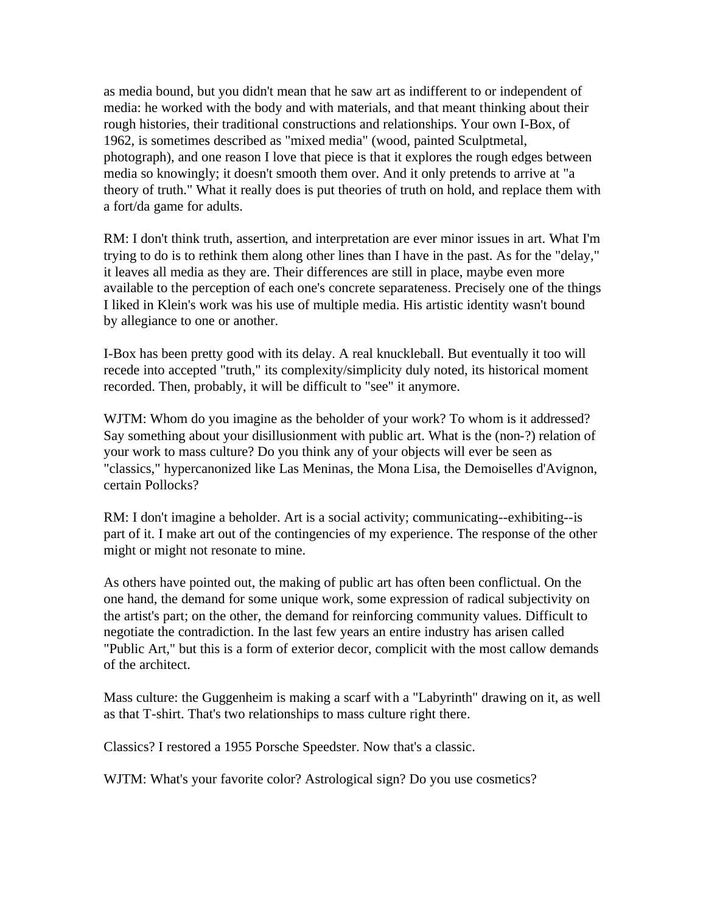as media bound, but you didn't mean that he saw art as indifferent to or independent of media: he worked with the body and with materials, and that meant thinking about their rough histories, their traditional constructions and relationships. Your own I-Box, of 1962, is sometimes described as "mixed media" (wood, painted Sculptmetal, photograph), and one reason I love that piece is that it explores the rough edges between media so knowingly; it doesn't smooth them over. And it only pretends to arrive at "a theory of truth." What it really does is put theories of truth on hold, and replace them with a fort/da game for adults.

RM: I don't think truth, assertion, and interpretation are ever minor issues in art. What I'm trying to do is to rethink them along other lines than I have in the past. As for the "delay," it leaves all media as they are. Their differences are still in place, maybe even more available to the perception of each one's concrete separateness. Precisely one of the things I liked in Klein's work was his use of multiple media. His artistic identity wasn't bound by allegiance to one or another.

I-Box has been pretty good with its delay. A real knuckleball. But eventually it too will recede into accepted "truth," its complexity/simplicity duly noted, its historical moment recorded. Then, probably, it will be difficult to "see" it anymore.

WJTM: Whom do you imagine as the beholder of your work? To whom is it addressed? Say something about your disillusionment with public art. What is the (non-?) relation of your work to mass culture? Do you think any of your objects will ever be seen as "classics," hypercanonized like Las Meninas, the Mona Lisa, the Demoiselles d'Avignon, certain Pollocks?

RM: I don't imagine a beholder. Art is a social activity; communicating--exhibiting--is part of it. I make art out of the contingencies of my experience. The response of the other might or might not resonate to mine.

As others have pointed out, the making of public art has often been conflictual. On the one hand, the demand for some unique work, some expression of radical subjectivity on the artist's part; on the other, the demand for reinforcing community values. Difficult to negotiate the contradiction. In the last few years an entire industry has arisen called "Public Art," but this is a form of exterior decor, complicit with the most callow demands of the architect.

Mass culture: the Guggenheim is making a scarf with a "Labyrinth" drawing on it, as well as that T-shirt. That's two relationships to mass culture right there.

Classics? I restored a 1955 Porsche Speedster. Now that's a classic.

WJTM: What's your favorite color? Astrological sign? Do you use cosmetics?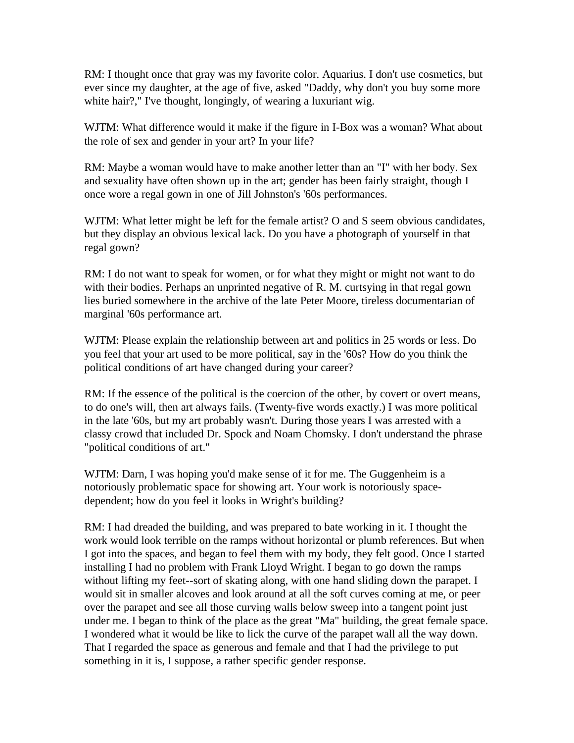RM: I thought once that gray was my favorite color. Aquarius. I don't use cosmetics, but ever since my daughter, at the age of five, asked "Daddy, why don't you buy some more white hair?," I've thought, longingly, of wearing a luxuriant wig.

WJTM: What difference would it make if the figure in I-Box was a woman? What about the role of sex and gender in your art? In your life?

RM: Maybe a woman would have to make another letter than an "I" with her body. Sex and sexuality have often shown up in the art; gender has been fairly straight, though I once wore a regal gown in one of Jill Johnston's '60s performances.

WJTM: What letter might be left for the female artist? O and S seem obvious candidates, but they display an obvious lexical lack. Do you have a photograph of yourself in that regal gown?

RM: I do not want to speak for women, or for what they might or might not want to do with their bodies. Perhaps an unprinted negative of R. M. curtsying in that regal gown lies buried somewhere in the archive of the late Peter Moore, tireless documentarian of marginal '60s performance art.

WJTM: Please explain the relationship between art and politics in 25 words or less. Do you feel that your art used to be more political, say in the '60s? How do you think the political conditions of art have changed during your career?

RM: If the essence of the political is the coercion of the other, by covert or overt means, to do one's will, then art always fails. (Twenty-five words exactly.) I was more political in the late '60s, but my art probably wasn't. During those years I was arrested with a classy crowd that included Dr. Spock and Noam Chomsky. I don't understand the phrase "political conditions of art."

WJTM: Darn, I was hoping you'd make sense of it for me. The Guggenheim is a notoriously problematic space for showing art. Your work is notoriously space-dependent; how do you feel it looks in Wright's building?

RM: I had dreaded the building, and was prepared to bate working in it. I thought the work would look terrible on the ramps without horizontal or plumb references. But when I got into the spaces, and began to feel them with my body, they felt good. Once I started installing I had no problem with Frank Lloyd Wright. I began to go down the ramps without lifting my feet--sort of skating along, with one hand sliding down the parapet. I would sit in smaller alcoves and look around at all the soft curves coming at me, or peer over the parapet and see all those curving walls below sweep into a tangent point just under me. I began to think of the place as the great "Ma" building, the great female space. I wondered what it would be like to lick the curve of the parapet wall all the way down. That I regarded the space as generous and female and that I had the privilege to put something in it is, I suppose, a rather specific gender response.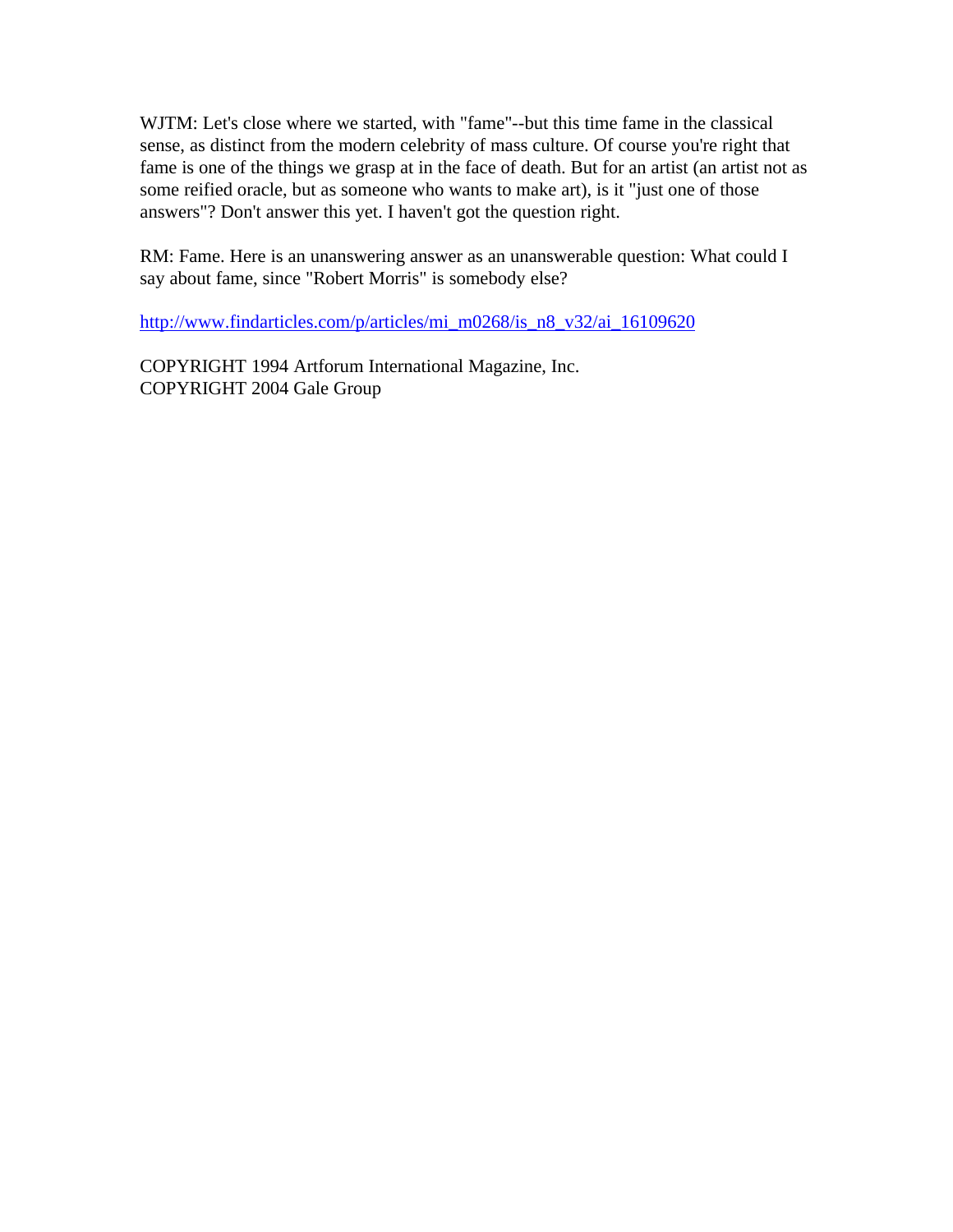WJTM: Let's close where we started, with "fame"--but this time fame in the classical sense, as distinct from the modern celebrity of mass culture. Of course you're right that fame is one of the things we grasp at in the face of death. But for an artist (an artist not as some reified oracle, but as someone who wants to make art), is it "just one of those answers"? Don't answer this yet. I haven't got the question right.

RM: Fame. Here is an unanswering answer as an unanswerable question: What could I say about fame, since "Robert Morris" is somebody else?

http://www.findarticles.com/p/articles/mi_m0268/is_n8_v32/ai_16109620

COPYRIGHT 1994 Artforum International Magazine, Inc.
COPYRIGHT 2004 Gale Group